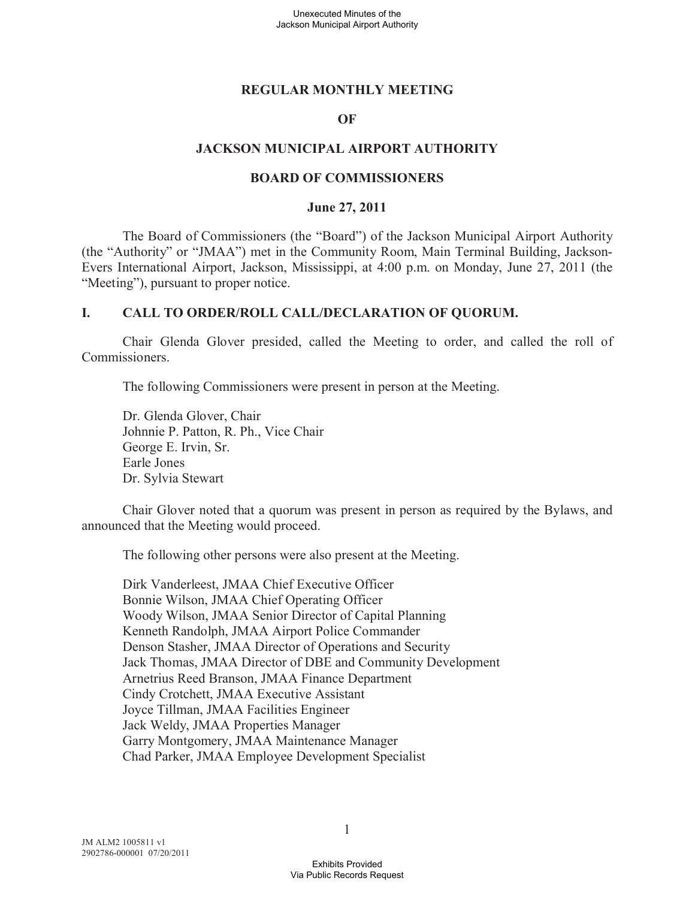# REGULAR MONTHLY MEETING

# OF

# JACKSON MUNICIPAL AIRPORT AUTHORITY

# BOARD OF COMMISSIONERS

## June 27, 2011

The Board of Commissioners (the "Board") of the Jackson Municipal Airport Authority (the "Authority" or "JMAA") met in the Community Room, Main Terminal Building, Jackson-Evers International Airport, Jackson, Mississippi, at 4:00 p.m. on Monday, June 27, 2011 (the "Meeting"), pursuant to proper notice.

## I. CALL TO ORDER/ROLL CALL/DECLARATION OF QUORUM.

Chair Glenda Glover presided, called the Meeting to order, and called the roll of Commissioners.

The following Commissioners were present in person at the Meeting.

Dr. Glenda Glover, Chair
Johnnie P. Patton, R. Ph., Vice Chair
George E. Irvin, Sr.
Earle Jones
Dr. Sylvia Stewart

Chair Glover noted that a quorum was present in person as required by the Bylaws, and announced that the Meeting would proceed.

The following other persons were also present at the Meeting.

Dirk Vanderleest, JMAA Chief Executive Officer
Bonnie Wilson, JMAA Chief Operating Officer
Woody Wilson, JMAA Senior Director of Capital Planning
Kenneth Randolph, JMAA Airport Police Commander
Denson Stasher, JMAA Director of Operations and Security
Jack Thomas, JMAA Director of DBE and Community Development
Arnetrius Reed Branson, JMAA Finance Department
Cindy Crotchett, JMAA Executive Assistant
Joyce Tillman, JMAA Facilities Engineer
Jack Weldy, JMAA Properties Manager
Garry Montgomery, JMAA Maintenance Manager
Chad Parker, JMAA Employee Development Specialist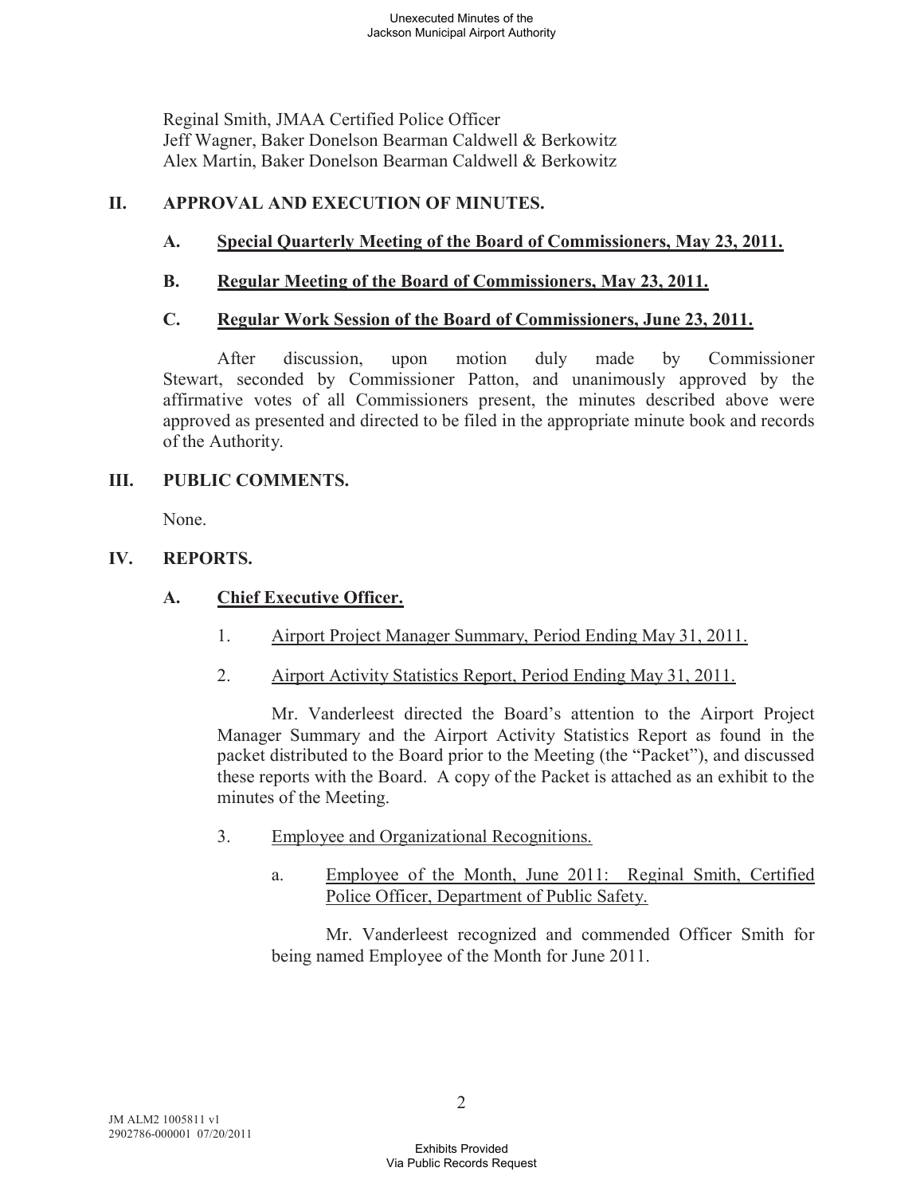Reginal Smith, JMAA Certified Police Officer
Jeff Wagner, Baker Donelson Bearman Caldwell & Berkowitz
Alex Martin, Baker Donelson Bearman Caldwell & Berkowitz

## II. APPROVAL AND EXECUTION OF MINUTES.

### A. Special Quarterly Meeting of the Board of Commissioners, May 23, 2011.

### B. Regular Meeting of the Board of Commissioners, May 23, 2011.

### C. Regular Work Session of the Board of Commissioners, June 23, 2011.

After discussion, upon motion duly made by Commissioner Stewart, seconded by Commissioner Patton, and unanimously approved by the affirmative votes of all Commissioners present, the minutes described above were approved as presented and directed to be filed in the appropriate minute book and records of the Authority.

## III. PUBLIC COMMENTS.

None.

## IV. REPORTS.

### A. Chief Executive Officer.

1. Airport Project Manager Summary, Period Ending May 31, 2011.

2. Airport Activity Statistics Report, Period Ending May 31, 2011.

Mr. Vanderleest directed the Board's attention to the Airport Project Manager Summary and the Airport Activity Statistics Report as found in the packet distributed to the Board prior to the Meeting (the "Packet"), and discussed these reports with the Board. A copy of the Packet is attached as an exhibit to the minutes of the Meeting.

3. Employee and Organizational Recognitions.

   a. Employee of the Month, June 2011: Reginal Smith, Certified Police Officer, Department of Public Safety.

   Mr. Vanderleest recognized and commended Officer Smith for being named Employee of the Month for June 2011.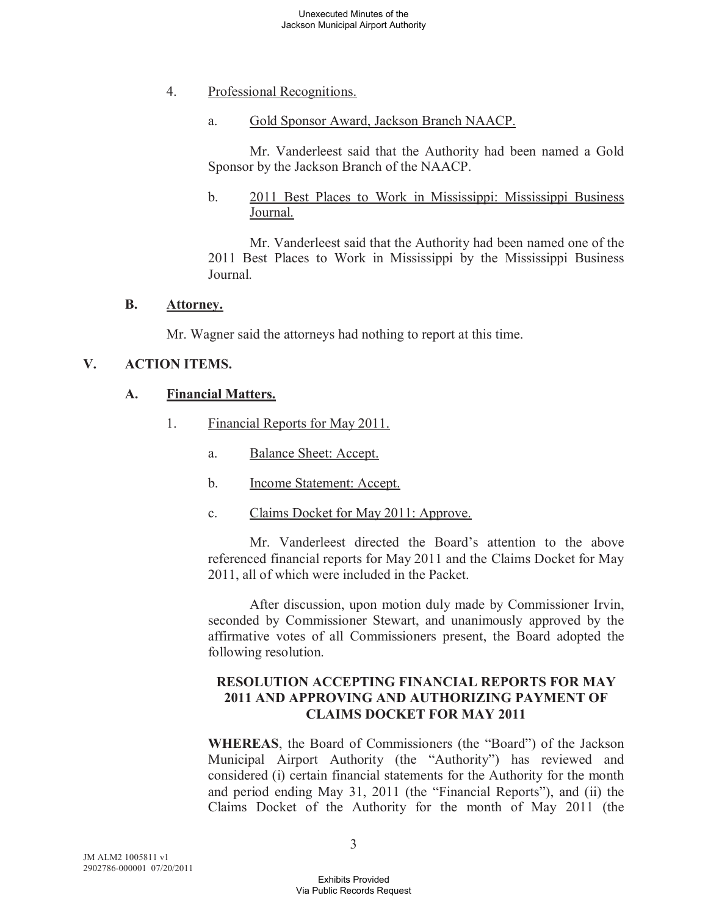4. Professional Recognitions.

a. Gold Sponsor Award, Jackson Branch NAACP.

Mr. Vanderleest said that the Authority had been named a Gold Sponsor by the Jackson Branch of the NAACP.

b. 2011 Best Places to Work in Mississippi: Mississippi Business Journal.

Mr. Vanderleest said that the Authority had been named one of the 2011 Best Places to Work in Mississippi by the Mississippi Business Journal.

**B. Attorney.**

Mr. Wagner said the attorneys had nothing to report at this time.

## V. ACTION ITEMS.

**A. Financial Matters.**

1. Financial Reports for May 2011.

a. Balance Sheet: Accept.

b. Income Statement: Accept.

c. Claims Docket for May 2011: Approve.

Mr. Vanderleest directed the Board's attention to the above referenced financial reports for May 2011 and the Claims Docket for May 2011, all of which were included in the Packet.

After discussion, upon motion duly made by Commissioner Irvin, seconded by Commissioner Stewart, and unanimously approved by the affirmative votes of all Commissioners present, the Board adopted the following resolution.

**RESOLUTION ACCEPTING FINANCIAL REPORTS FOR MAY 2011 AND APPROVING AND AUTHORIZING PAYMENT OF CLAIMS DOCKET FOR MAY 2011**

**WHEREAS**, the Board of Commissioners (the "Board") of the Jackson Municipal Airport Authority (the "Authority") has reviewed and considered (i) certain financial statements for the Authority for the month and period ending May 31, 2011 (the "Financial Reports"), and (ii) the Claims Docket of the Authority for the month of May 2011 (the

JM ALM2 1005811 v1
2902786-000001 07/20/2011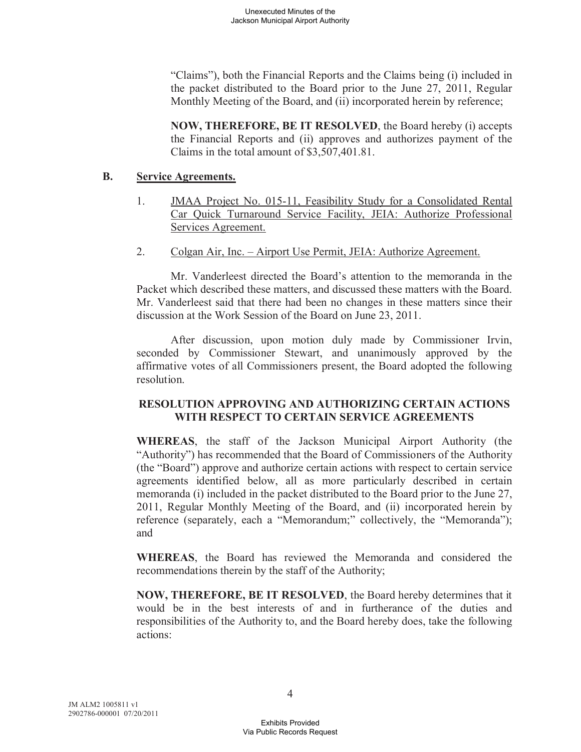"Claims"), both the Financial Reports and the Claims being (i) included in the packet distributed to the Board prior to the June 27, 2011, Regular Monthly Meeting of the Board, and (ii) incorporated herein by reference;

**NOW, THEREFORE, BE IT RESOLVED**, the Board hereby (i) accepts the Financial Reports and (ii) approves and authorizes payment of the Claims in the total amount of $3,507,401.81.

**B. Service Agreements.**

1. JMAA Project No. 015-11, Feasibility Study for a Consolidated Rental Car Quick Turnaround Service Facility, JEIA: Authorize Professional Services Agreement.

2. Colgan Air, Inc. – Airport Use Permit, JEIA: Authorize Agreement.

Mr. Vanderleest directed the Board's attention to the memoranda in the Packet which described these matters, and discussed these matters with the Board. Mr. Vanderleest said that there had been no changes in these matters since their discussion at the Work Session of the Board on June 23, 2011.

After discussion, upon motion duly made by Commissioner Irvin, seconded by Commissioner Stewart, and unanimously approved by the affirmative votes of all Commissioners present, the Board adopted the following resolution.

**RESOLUTION APPROVING AND AUTHORIZING CERTAIN ACTIONS WITH RESPECT TO CERTAIN SERVICE AGREEMENTS**

**WHEREAS**, the staff of the Jackson Municipal Airport Authority (the "Authority") has recommended that the Board of Commissioners of the Authority (the "Board") approve and authorize certain actions with respect to certain service agreements identified below, all as more particularly described in certain memoranda (i) included in the packet distributed to the Board prior to the June 27, 2011, Regular Monthly Meeting of the Board, and (ii) incorporated herein by reference (separately, each a "Memorandum;" collectively, the "Memoranda"); and

**WHEREAS**, the Board has reviewed the Memoranda and considered the recommendations therein by the staff of the Authority;

**NOW, THEREFORE, BE IT RESOLVED**, the Board hereby determines that it would be in the best interests of and in furtherance of the duties and responsibilities of the Authority to, and the Board hereby does, take the following actions: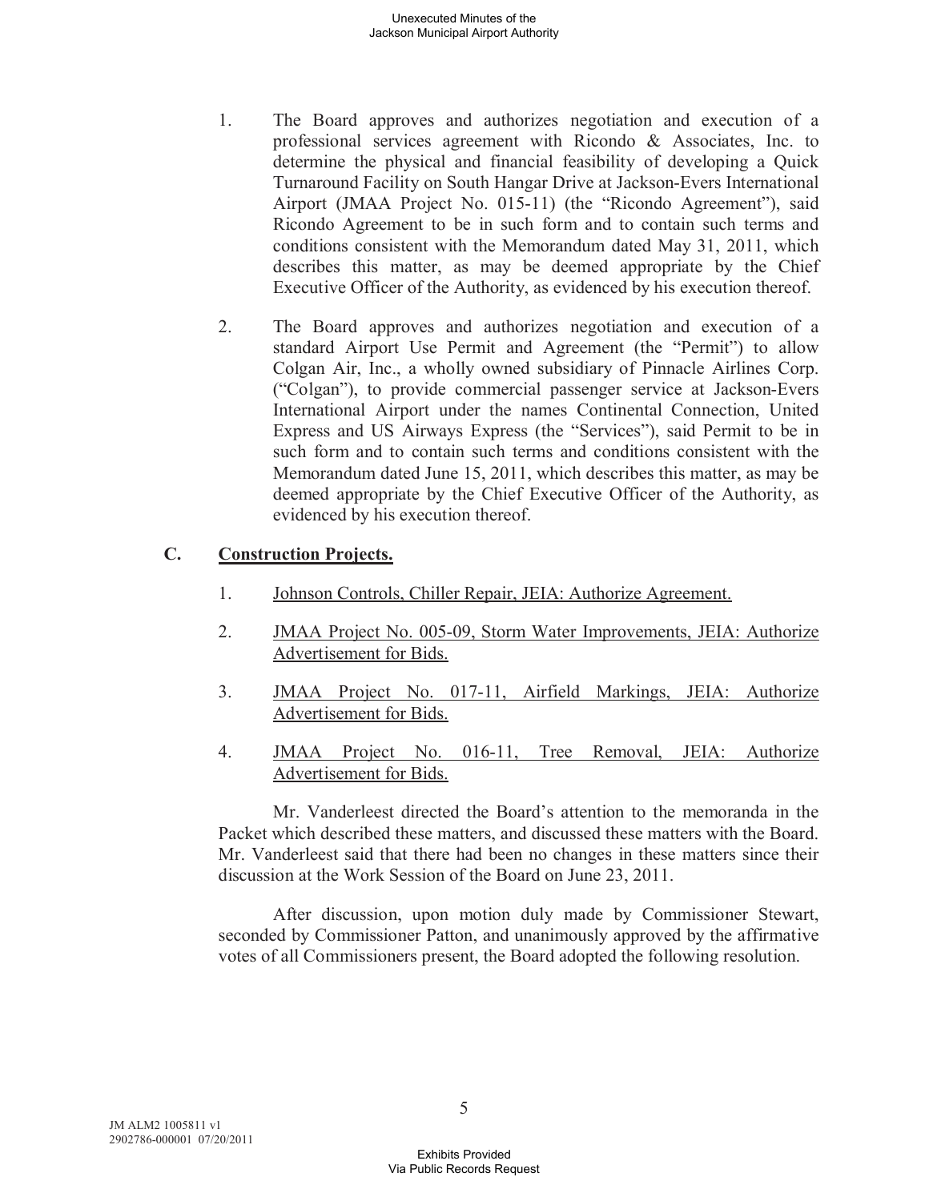1. The Board approves and authorizes negotiation and execution of a professional services agreement with Ricondo & Associates, Inc. to determine the physical and financial feasibility of developing a Quick Turnaround Facility on South Hangar Drive at Jackson-Evers International Airport (JMAA Project No. 015-11) (the "Ricondo Agreement"), said Ricondo Agreement to be in such form and to contain such terms and conditions consistent with the Memorandum dated May 31, 2011, which describes this matter, as may be deemed appropriate by the Chief Executive Officer of the Authority, as evidenced by his execution thereof.

2. The Board approves and authorizes negotiation and execution of a standard Airport Use Permit and Agreement (the "Permit") to allow Colgan Air, Inc., a wholly owned subsidiary of Pinnacle Airlines Corp. ("Colgan"), to provide commercial passenger service at Jackson-Evers International Airport under the names Continental Connection, United Express and US Airways Express (the "Services"), said Permit to be in such form and to contain such terms and conditions consistent with the Memorandum dated June 15, 2011, which describes this matter, as may be deemed appropriate by the Chief Executive Officer of the Authority, as evidenced by his execution thereof.

### C. Construction Projects.

1. Johnson Controls, Chiller Repair, JEIA: Authorize Agreement.

2. JMAA Project No. 005-09, Storm Water Improvements, JEIA: Authorize Advertisement for Bids.

3. JMAA Project No. 017-11, Airfield Markings, JEIA: Authorize Advertisement for Bids.

4. JMAA Project No. 016-11, Tree Removal, JEIA: Authorize Advertisement for Bids.

Mr. Vanderleest directed the Board's attention to the memoranda in the Packet which described these matters, and discussed these matters with the Board. Mr. Vanderleest said that there had been no changes in these matters since their discussion at the Work Session of the Board on June 23, 2011.

After discussion, upon motion duly made by Commissioner Stewart, seconded by Commissioner Patton, and unanimously approved by the affirmative votes of all Commissioners present, the Board adopted the following resolution.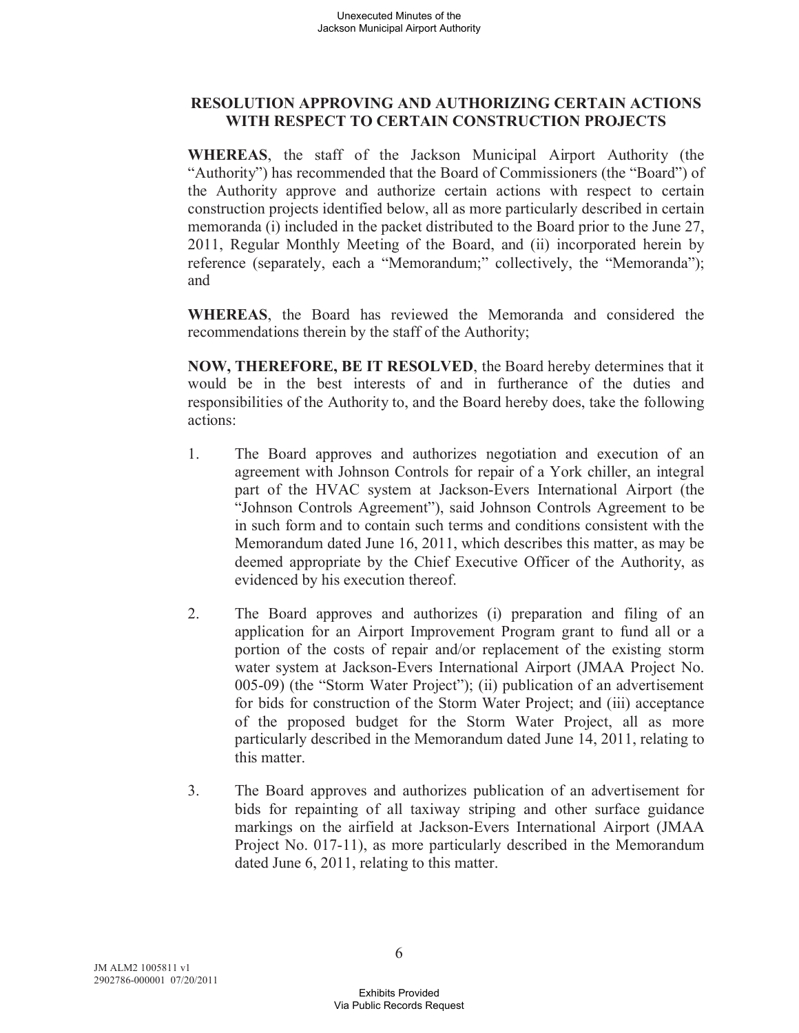**RESOLUTION APPROVING AND AUTHORIZING CERTAIN ACTIONS WITH RESPECT TO CERTAIN CONSTRUCTION PROJECTS**

**WHEREAS**, the staff of the Jackson Municipal Airport Authority (the "Authority") has recommended that the Board of Commissioners (the "Board") of the Authority approve and authorize certain actions with respect to certain construction projects identified below, all as more particularly described in certain memoranda (i) included in the packet distributed to the Board prior to the June 27, 2011, Regular Monthly Meeting of the Board, and (ii) incorporated herein by reference (separately, each a "Memorandum;" collectively, the "Memoranda"); and

**WHEREAS**, the Board has reviewed the Memoranda and considered the recommendations therein by the staff of the Authority;

**NOW, THEREFORE, BE IT RESOLVED**, the Board hereby determines that it would be in the best interests of and in furtherance of the duties and responsibilities of the Authority to, and the Board hereby does, take the following actions:

1. The Board approves and authorizes negotiation and execution of an agreement with Johnson Controls for repair of a York chiller, an integral part of the HVAC system at Jackson-Evers International Airport (the "Johnson Controls Agreement"), said Johnson Controls Agreement to be in such form and to contain such terms and conditions consistent with the Memorandum dated June 16, 2011, which describes this matter, as may be deemed appropriate by the Chief Executive Officer of the Authority, as evidenced by his execution thereof.

2. The Board approves and authorizes (i) preparation and filing of an application for an Airport Improvement Program grant to fund all or a portion of the costs of repair and/or replacement of the existing storm water system at Jackson-Evers International Airport (JMAA Project No. 005-09) (the "Storm Water Project"); (ii) publication of an advertisement for bids for construction of the Storm Water Project; and (iii) acceptance of the proposed budget for the Storm Water Project, all as more particularly described in the Memorandum dated June 14, 2011, relating to this matter.

3. The Board approves and authorizes publication of an advertisement for bids for repainting of all taxiway striping and other surface guidance markings on the airfield at Jackson-Evers International Airport (JMAA Project No. 017-11), as more particularly described in the Memorandum dated June 6, 2011, relating to this matter.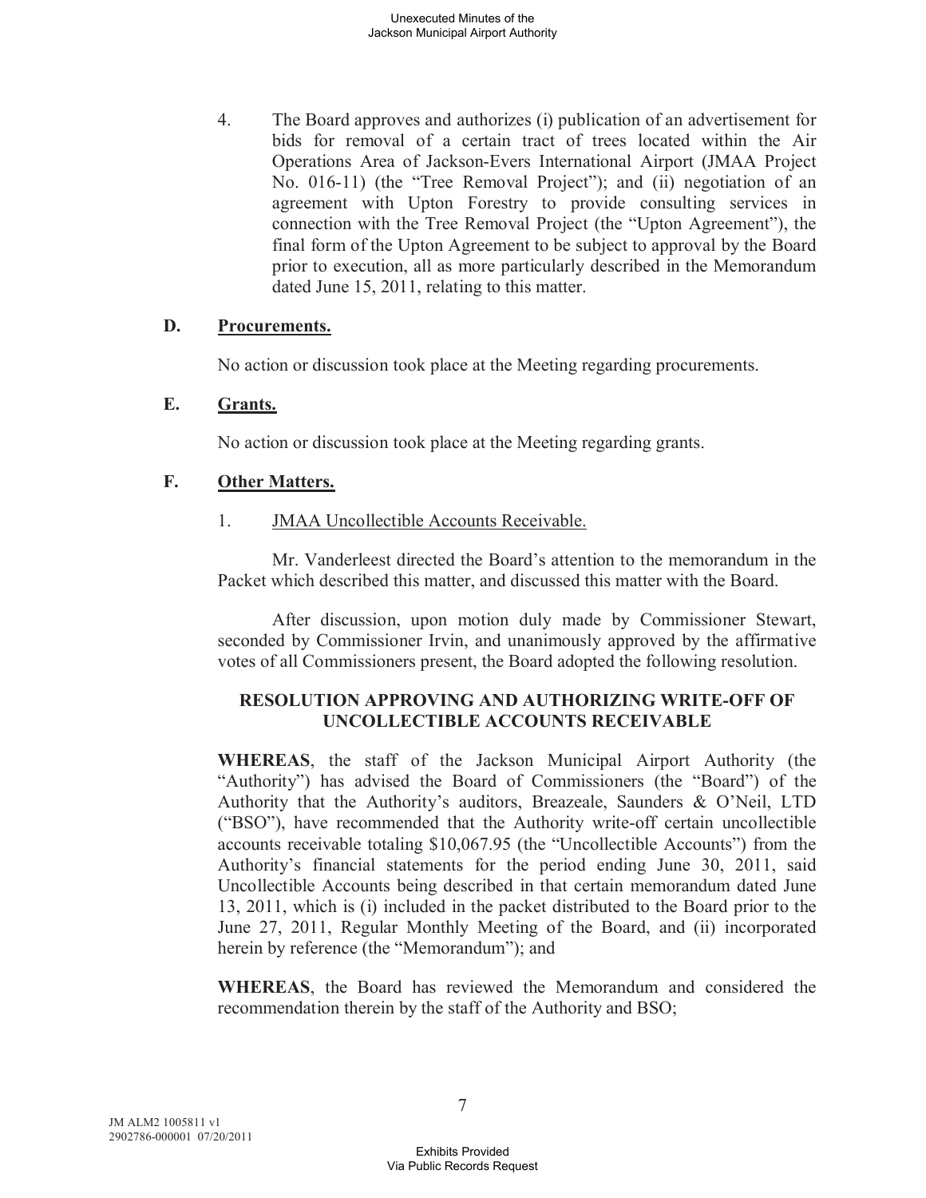4. The Board approves and authorizes (i) publication of an advertisement for bids for removal of a certain tract of trees located within the Air Operations Area of Jackson-Evers International Airport (JMAA Project No. 016-11) (the "Tree Removal Project"); and (ii) negotiation of an agreement with Upton Forestry to provide consulting services in connection with the Tree Removal Project (the "Upton Agreement"), the final form of the Upton Agreement to be subject to approval by the Board prior to execution, all as more particularly described in the Memorandum dated June 15, 2011, relating to this matter.

### D. Procurements.

No action or discussion took place at the Meeting regarding procurements.

### E. Grants.

No action or discussion took place at the Meeting regarding grants.

### F. Other Matters.

1. JMAA Uncollectible Accounts Receivable.

Mr. Vanderleest directed the Board's attention to the memorandum in the Packet which described this matter, and discussed this matter with the Board.

After discussion, upon motion duly made by Commissioner Stewart, seconded by Commissioner Irvin, and unanimously approved by the affirmative votes of all Commissioners present, the Board adopted the following resolution.

**RESOLUTION APPROVING AND AUTHORIZING WRITE-OFF OF UNCOLLECTIBLE ACCOUNTS RECEIVABLE**

**WHEREAS**, the staff of the Jackson Municipal Airport Authority (the "Authority") has advised the Board of Commissioners (the "Board") of the Authority that the Authority's auditors, Breazeale, Saunders & O'Neil, LTD ("BSO"), have recommended that the Authority write-off certain uncollectible accounts receivable totaling $10,067.95 (the "Uncollectible Accounts") from the Authority's financial statements for the period ending June 30, 2011, said Uncollectible Accounts being described in that certain memorandum dated June 13, 2011, which is (i) included in the packet distributed to the Board prior to the June 27, 2011, Regular Monthly Meeting of the Board, and (ii) incorporated herein by reference (the "Memorandum"); and

**WHEREAS**, the Board has reviewed the Memorandum and considered the recommendation therein by the staff of the Authority and BSO;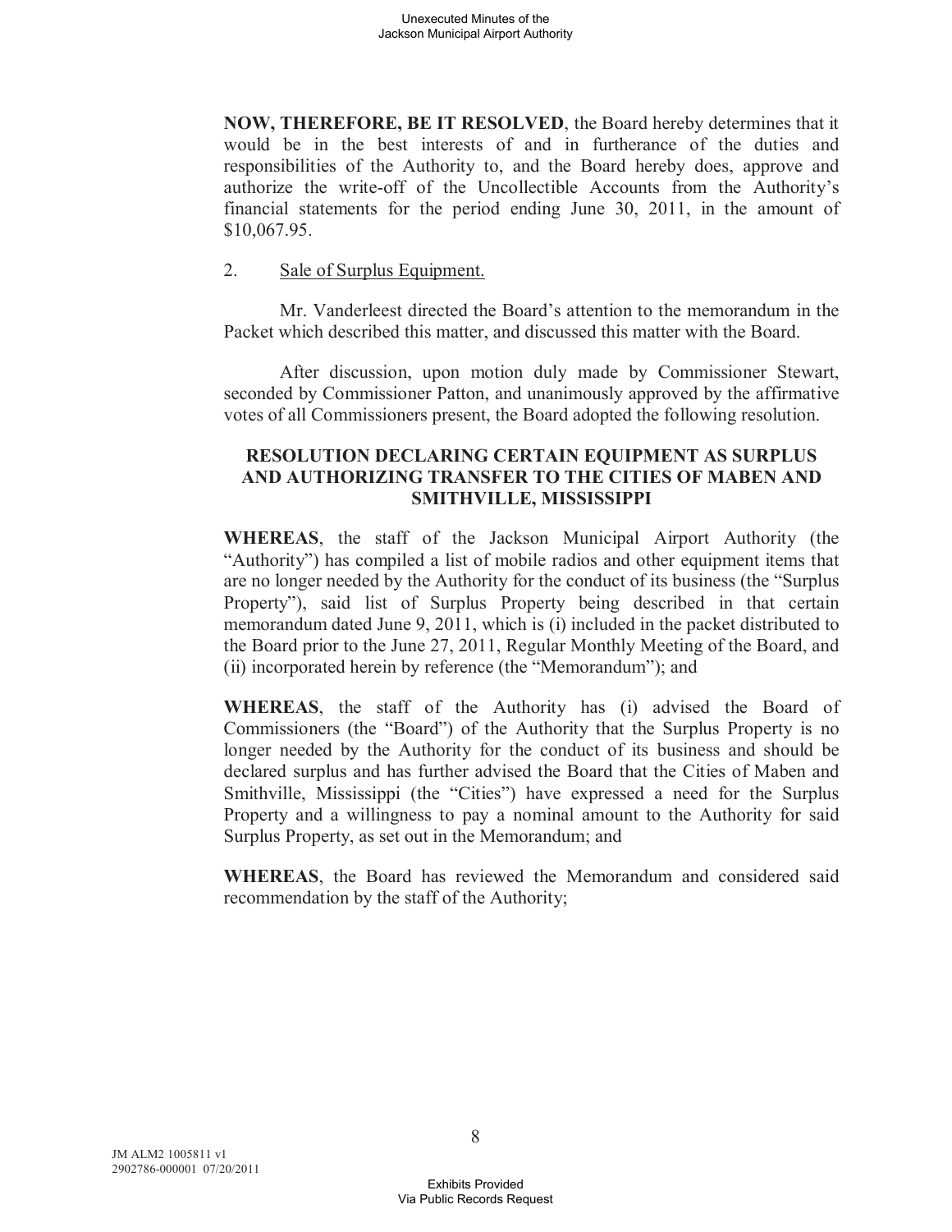**NOW, THEREFORE, BE IT RESOLVED**, the Board hereby determines that it would be in the best interests of and in furtherance of the duties and responsibilities of the Authority to, and the Board hereby does, approve and authorize the write-off of the Uncollectible Accounts from the Authority's financial statements for the period ending June 30, 2011, in the amount of $10,067.95.

2. Sale of Surplus Equipment.

Mr. Vanderleest directed the Board's attention to the memorandum in the Packet which described this matter, and discussed this matter with the Board.

After discussion, upon motion duly made by Commissioner Stewart, seconded by Commissioner Patton, and unanimously approved by the affirmative votes of all Commissioners present, the Board adopted the following resolution.

**RESOLUTION DECLARING CERTAIN EQUIPMENT AS SURPLUS AND AUTHORIZING TRANSFER TO THE CITIES OF MABEN AND SMITHVILLE, MISSISSIPPI**

**WHEREAS**, the staff of the Jackson Municipal Airport Authority (the "Authority") has compiled a list of mobile radios and other equipment items that are no longer needed by the Authority for the conduct of its business (the "Surplus Property"), said list of Surplus Property being described in that certain memorandum dated June 9, 2011, which is (i) included in the packet distributed to the Board prior to the June 27, 2011, Regular Monthly Meeting of the Board, and (ii) incorporated herein by reference (the "Memorandum"); and

**WHEREAS**, the staff of the Authority has (i) advised the Board of Commissioners (the "Board") of the Authority that the Surplus Property is no longer needed by the Authority for the conduct of its business and should be declared surplus and has further advised the Board that the Cities of Maben and Smithville, Mississippi (the "Cities") have expressed a need for the Surplus Property and a willingness to pay a nominal amount to the Authority for said Surplus Property, as set out in the Memorandum; and

**WHEREAS**, the Board has reviewed the Memorandum and considered said recommendation by the staff of the Authority;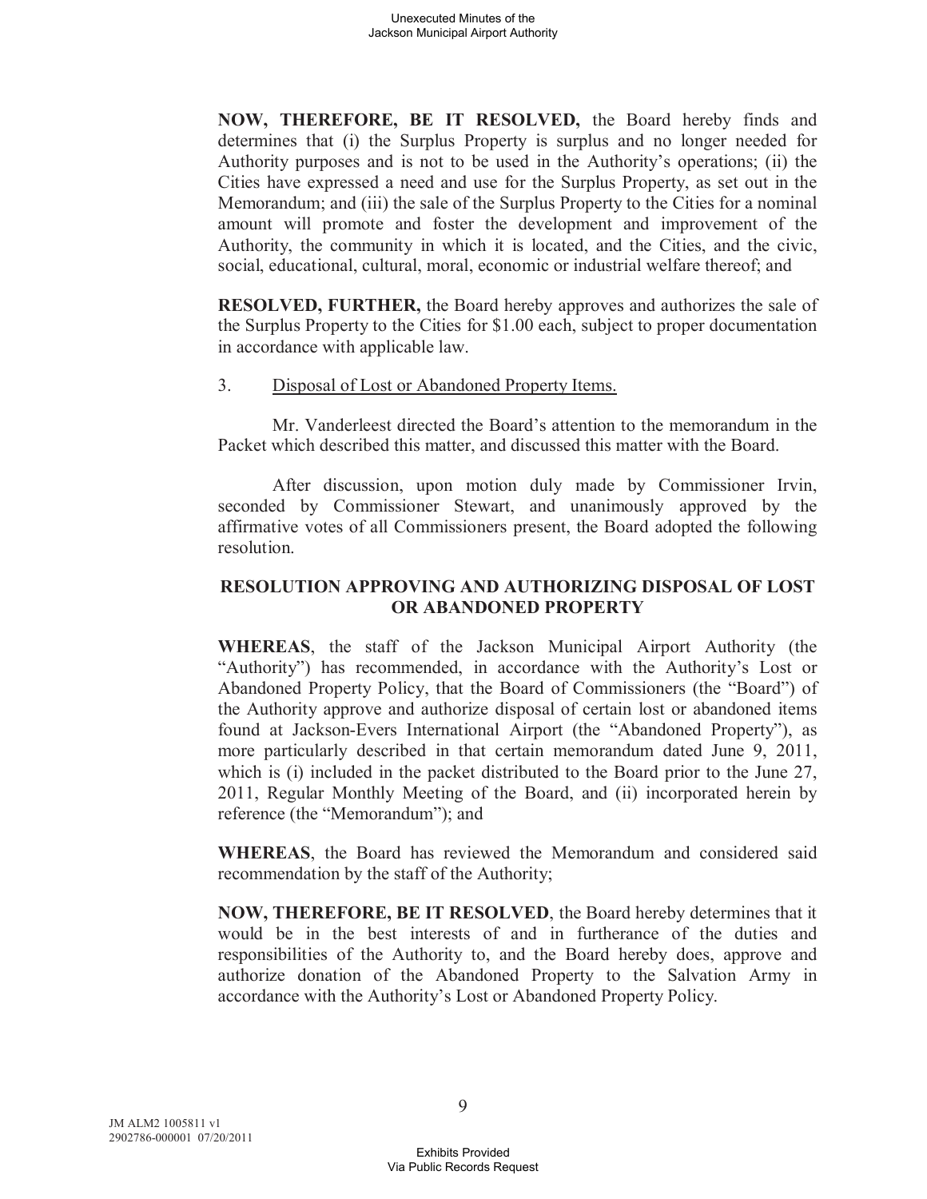**NOW, THEREFORE, BE IT RESOLVED,** the Board hereby finds and determines that (i) the Surplus Property is surplus and no longer needed for Authority purposes and is not to be used in the Authority's operations; (ii) the Cities have expressed a need and use for the Surplus Property, as set out in the Memorandum; and (iii) the sale of the Surplus Property to the Cities for a nominal amount will promote and foster the development and improvement of the Authority, the community in which it is located, and the Cities, and the civic, social, educational, cultural, moral, economic or industrial welfare thereof; and

**RESOLVED, FURTHER,** the Board hereby approves and authorizes the sale of the Surplus Property to the Cities for $1.00 each, subject to proper documentation in accordance with applicable law.

3. Disposal of Lost or Abandoned Property Items.

Mr. Vanderleest directed the Board's attention to the memorandum in the Packet which described this matter, and discussed this matter with the Board.

After discussion, upon motion duly made by Commissioner Irvin, seconded by Commissioner Stewart, and unanimously approved by the affirmative votes of all Commissioners present, the Board adopted the following resolution.

**RESOLUTION APPROVING AND AUTHORIZING DISPOSAL OF LOST OR ABANDONED PROPERTY**

**WHEREAS**, the staff of the Jackson Municipal Airport Authority (the "Authority") has recommended, in accordance with the Authority's Lost or Abandoned Property Policy, that the Board of Commissioners (the "Board") of the Authority approve and authorize disposal of certain lost or abandoned items found at Jackson-Evers International Airport (the "Abandoned Property"), as more particularly described in that certain memorandum dated June 9, 2011, which is (i) included in the packet distributed to the Board prior to the June 27, 2011, Regular Monthly Meeting of the Board, and (ii) incorporated herein by reference (the "Memorandum"); and

**WHEREAS**, the Board has reviewed the Memorandum and considered said recommendation by the staff of the Authority;

**NOW, THEREFORE, BE IT RESOLVED**, the Board hereby determines that it would be in the best interests of and in furtherance of the duties and responsibilities of the Authority to, and the Board hereby does, approve and authorize donation of the Abandoned Property to the Salvation Army in accordance with the Authority's Lost or Abandoned Property Policy.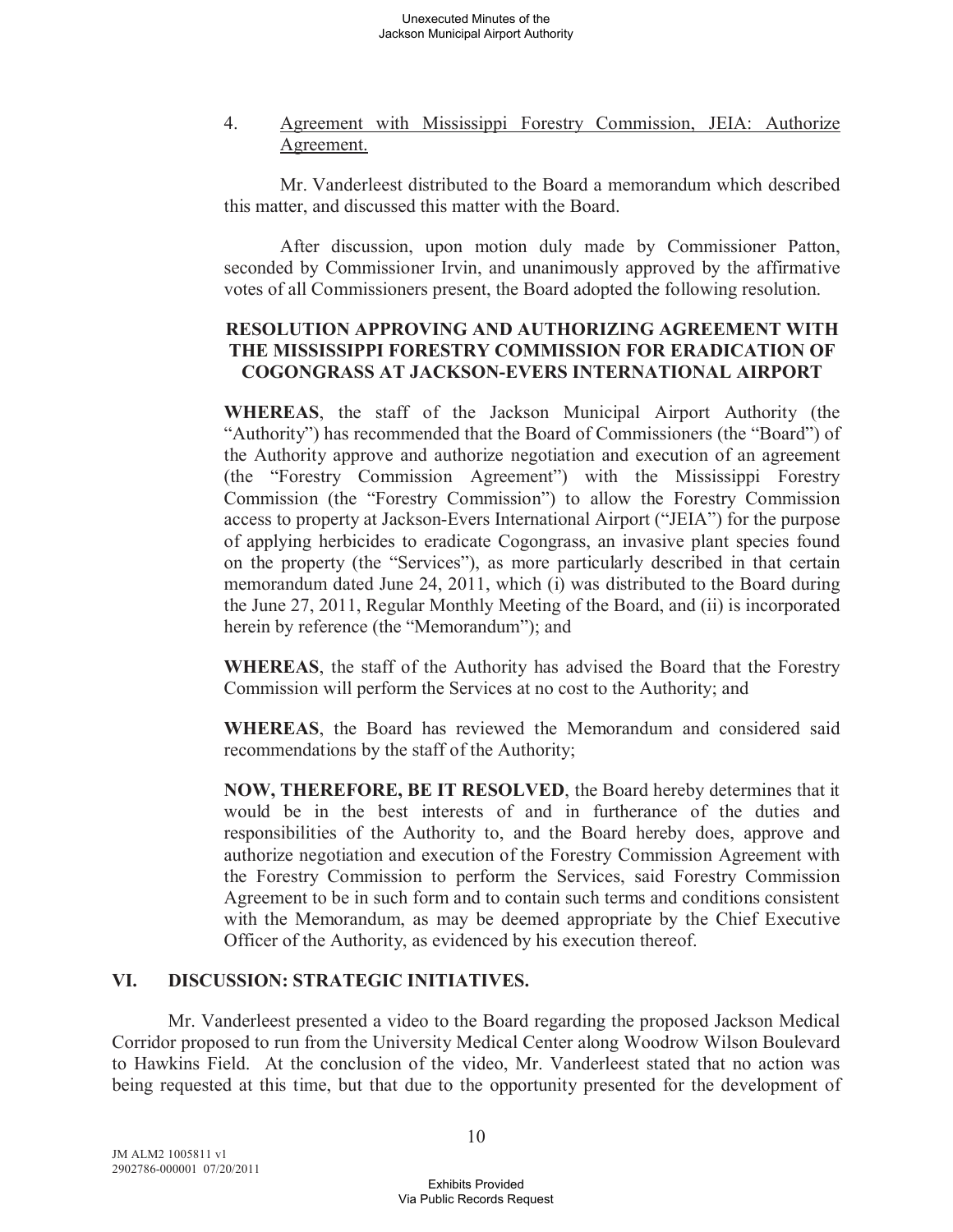4. Agreement with Mississippi Forestry Commission, JEIA: Authorize Agreement.

Mr. Vanderleest distributed to the Board a memorandum which described this matter, and discussed this matter with the Board.

After discussion, upon motion duly made by Commissioner Patton, seconded by Commissioner Irvin, and unanimously approved by the affirmative votes of all Commissioners present, the Board adopted the following resolution.

**RESOLUTION APPROVING AND AUTHORIZING AGREEMENT WITH THE MISSISSIPPI FORESTRY COMMISSION FOR ERADICATION OF COGONGRASS AT JACKSON-EVERS INTERNATIONAL AIRPORT**

**WHEREAS**, the staff of the Jackson Municipal Airport Authority (the "Authority") has recommended that the Board of Commissioners (the "Board") of the Authority approve and authorize negotiation and execution of an agreement (the "Forestry Commission Agreement") with the Mississippi Forestry Commission (the "Forestry Commission") to allow the Forestry Commission access to property at Jackson-Evers International Airport ("JEIA") for the purpose of applying herbicides to eradicate Cogongrass, an invasive plant species found on the property (the "Services"), as more particularly described in that certain memorandum dated June 24, 2011, which (i) was distributed to the Board during the June 27, 2011, Regular Monthly Meeting of the Board, and (ii) is incorporated herein by reference (the "Memorandum"); and

**WHEREAS**, the staff of the Authority has advised the Board that the Forestry Commission will perform the Services at no cost to the Authority; and

**WHEREAS**, the Board has reviewed the Memorandum and considered said recommendations by the staff of the Authority;

**NOW, THEREFORE, BE IT RESOLVED**, the Board hereby determines that it would be in the best interests of and in furtherance of the duties and responsibilities of the Authority to, and the Board hereby does, approve and authorize negotiation and execution of the Forestry Commission Agreement with the Forestry Commission to perform the Services, said Forestry Commission Agreement to be in such form and to contain such terms and conditions consistent with the Memorandum, as may be deemed appropriate by the Chief Executive Officer of the Authority, as evidenced by his execution thereof.

## VI. DISCUSSION: STRATEGIC INITIATIVES.

Mr. Vanderleest presented a video to the Board regarding the proposed Jackson Medical Corridor proposed to run from the University Medical Center along Woodrow Wilson Boulevard to Hawkins Field. At the conclusion of the video, Mr. Vanderleest stated that no action was being requested at this time, but that due to the opportunity presented for the development of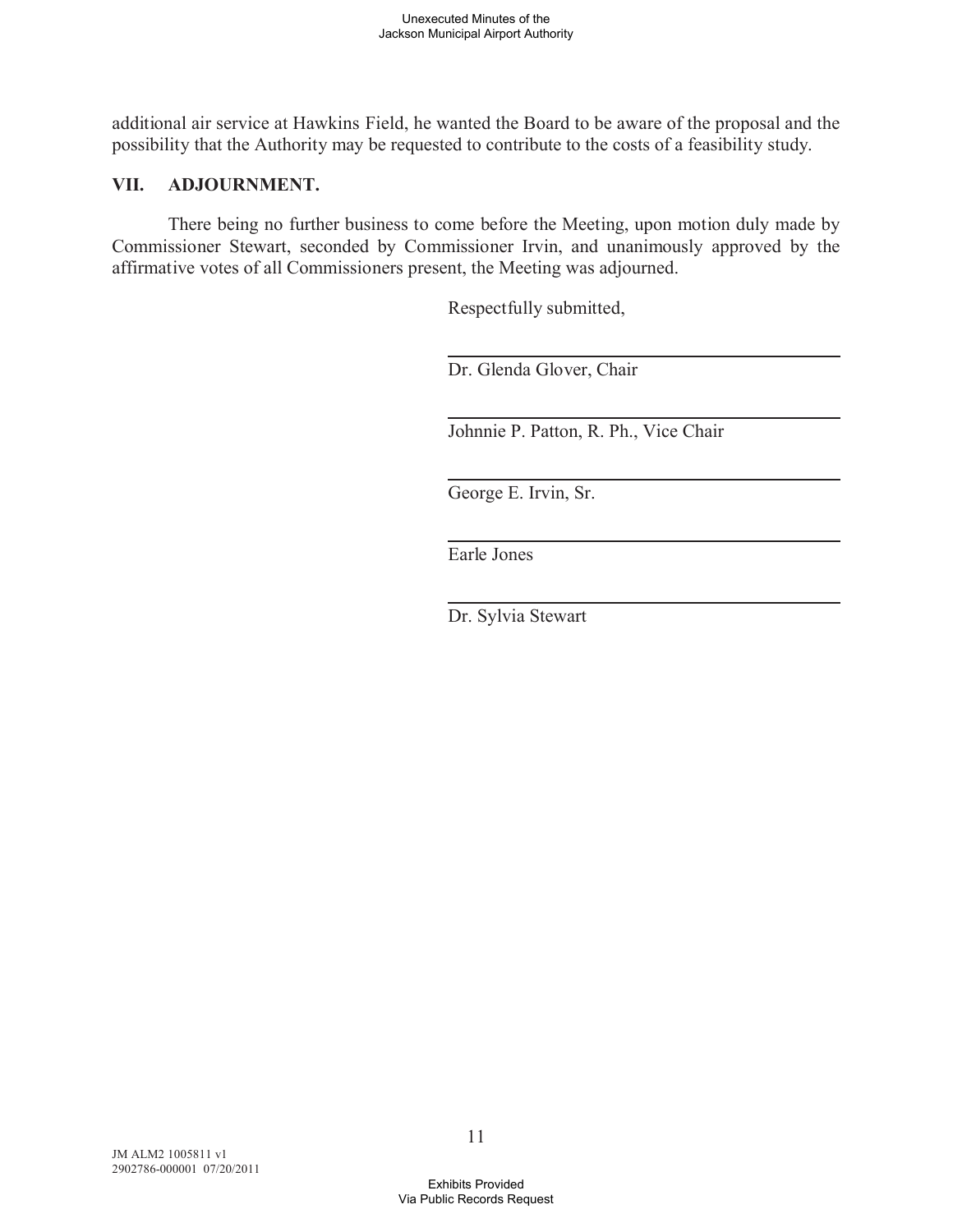additional air service at Hawkins Field, he wanted the Board to be aware of the proposal and the possibility that the Authority may be requested to contribute to the costs of a feasibility study.

## VII. ADJOURNMENT.

There being no further business to come before the Meeting, upon motion duly made by Commissioner Stewart, seconded by Commissioner Irvin, and unanimously approved by the affirmative votes of all Commissioners present, the Meeting was adjourned.

Respectfully submitted,

\_\_\_\_\_\_\_\_\_\_\_\_\_\_\_\_\_\_\_\_\_\_\_\_\_\_\_\_\_\_\_\_\_\_\_\_

Dr. Glenda Glover, Chair

\_\_\_\_\_\_\_\_\_\_\_\_\_\_\_\_\_\_\_\_\_\_\_\_\_\_\_\_\_\_\_\_\_\_\_\_

Johnnie P. Patton, R. Ph., Vice Chair

\_\_\_\_\_\_\_\_\_\_\_\_\_\_\_\_\_\_\_\_\_\_\_\_\_\_\_\_\_\_\_\_\_\_\_\_

George E. Irvin, Sr.

\_\_\_\_\_\_\_\_\_\_\_\_\_\_\_\_\_\_\_\_\_\_\_\_\_\_\_\_\_\_\_\_\_\_\_\_

Earle Jones

\_\_\_\_\_\_\_\_\_\_\_\_\_\_\_\_\_\_\_\_\_\_\_\_\_\_\_\_\_\_\_\_\_\_\_\_

Dr. Sylvia Stewart

JM ALM2 1005811 v1
2902786-000001 07/20/2011